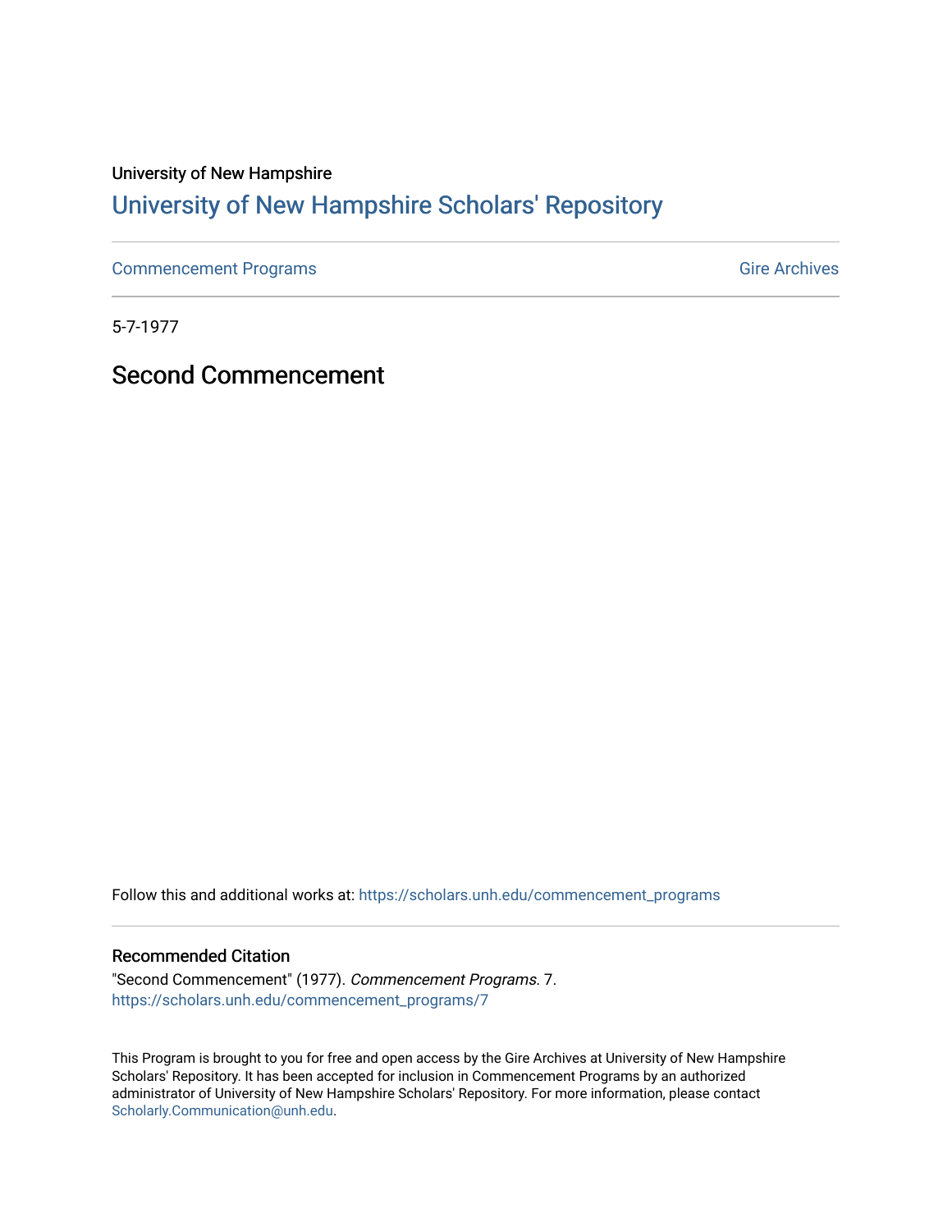University of New Hampshire

# University of New Hampshire Scholars' Repository

Commencement Programs | Gire Archives

5-7-1977

## Second Commencement

Follow this and additional works at: https://scholars.unh.edu/commencement_programs

### Recommended Citation

"Second Commencement" (1977). *Commencement Programs*. 7.
https://scholars.unh.edu/commencement_programs/7

This Program is brought to you for free and open access by the Gire Archives at University of New Hampshire Scholars' Repository. It has been accepted for inclusion in Commencement Programs by an authorized administrator of University of New Hampshire Scholars' Repository. For more information, please contact Scholarly.Communication@unh.edu.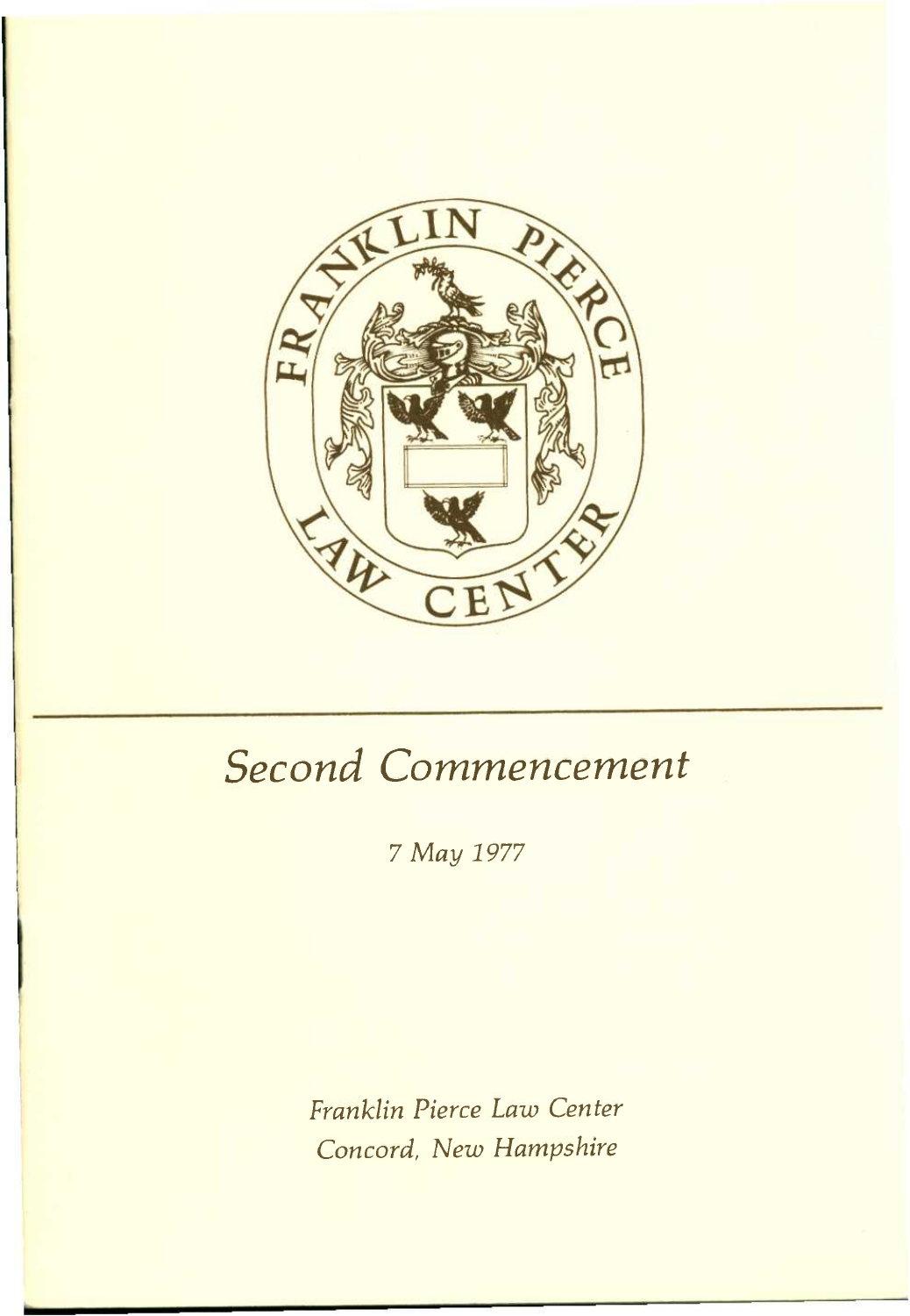# Second Commencement

*7 May 1977*

*Franklin Pierce Law Center*
*Concord, New Hampshire*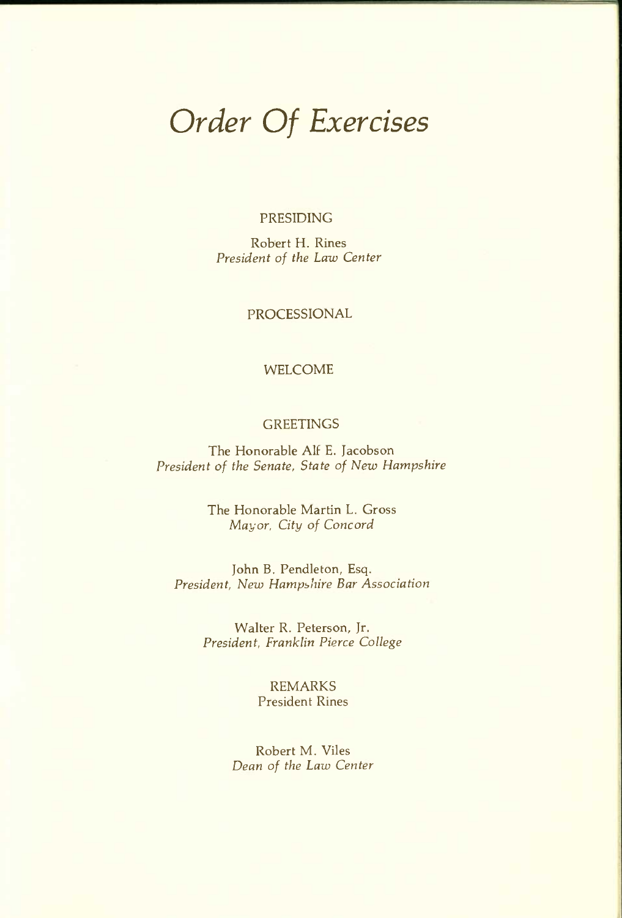# *Order Of Exercises*

PRESIDING

Robert H. Rines
*President of the Law Center*

PROCESSIONAL

WELCOME

GREETINGS

The Honorable Alf E. Jacobson
*President of the Senate, State of New Hampshire*

The Honorable Martin L. Gross
*Mayor, City of Concord*

John B. Pendleton, Esq.
*President, New Hampshire Bar Association*

Walter R. Peterson, Jr.
*President, Franklin Pierce College*

REMARKS
President Rines

Robert M. Viles
*Dean of the Law Center*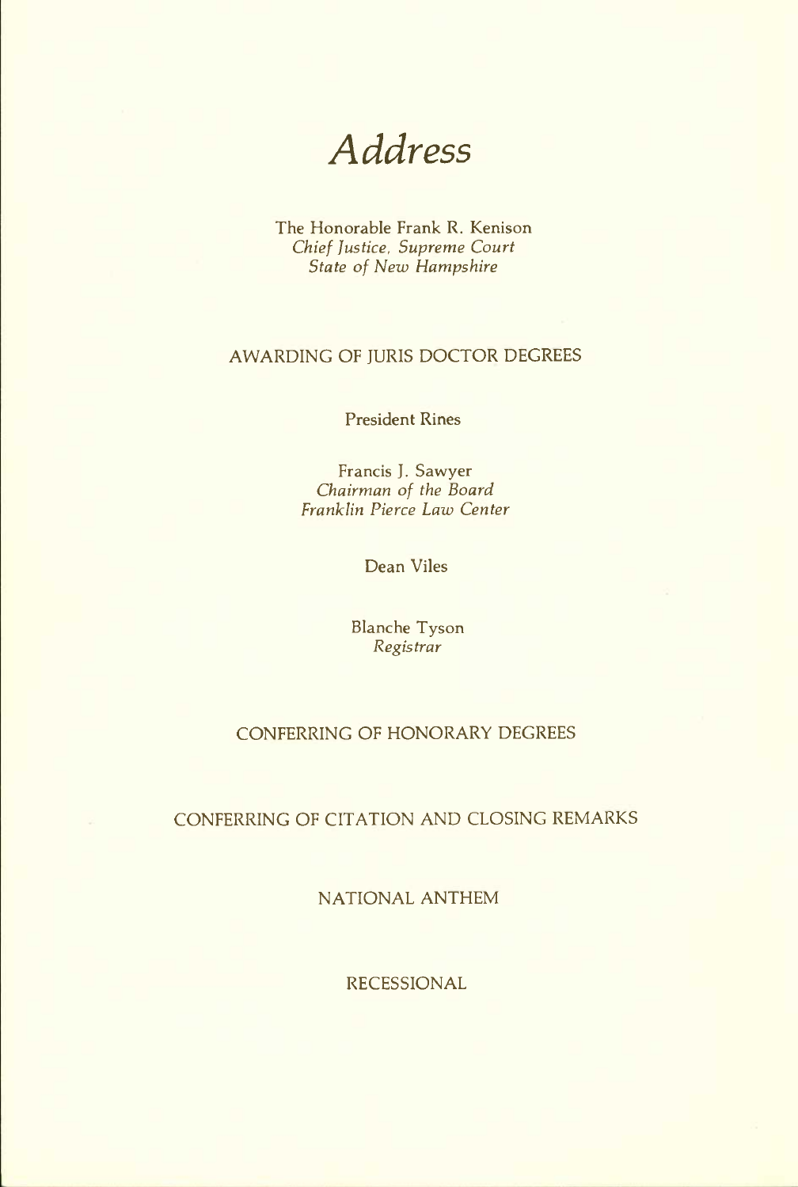# *Address*

The Honorable Frank R. Kenison
*Chief Justice, Supreme Court*
*State of New Hampshire*

AWARDING OF JURIS DOCTOR DEGREES

President Rines

Francis J. Sawyer
*Chairman of the Board*
*Franklin Pierce Law Center*

Dean Viles

Blanche Tyson
*Registrar*

CONFERRING OF HONORARY DEGREES

CONFERRING OF CITATION AND CLOSING REMARKS

NATIONAL ANTHEM

RECESSIONAL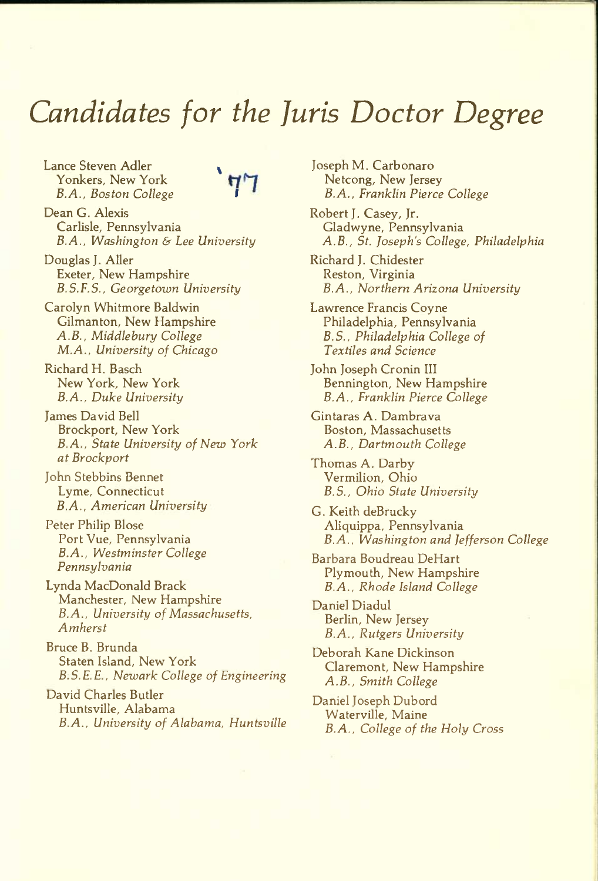# Candidates for the Juris Doctor Degree

'77

Lance Steven Adler
Yonkers, New York
*B.A., Boston College*

Dean G. Alexis
Carlisle, Pennsylvania
*B.A., Washington & Lee University*

Douglas J. Aller
Exeter, New Hampshire
*B.S.F.S., Georgetown University*

Carolyn Whitmore Baldwin
Gilmanton, New Hampshire
*A.B., Middlebury College*
*M.A., University of Chicago*

Richard H. Basch
New York, New York
*B.A., Duke University*

James David Bell
Brockport, New York
*B.A., State University of New York at Brockport*

John Stebbins Bennet
Lyme, Connecticut
*B.A., American University*

Peter Philip Blose
Port Vue, Pennsylvania
*B.A., Westminster College Pennsylvania*

Lynda MacDonald Brack
Manchester, New Hampshire
*B.A., University of Massachusetts, Amherst*

Bruce B. Brunda
Staten Island, New York
*B.S.E.E., Newark College of Engineering*

David Charles Butler
Huntsville, Alabama
*B.A., University of Alabama, Huntsville*

Joseph M. Carbonaro
Netcong, New Jersey
*B.A., Franklin Pierce College*

Robert J. Casey, Jr.
Gladwyne, Pennsylvania
*A.B., St. Joseph's College, Philadelphia*

Richard J. Chidester
Reston, Virginia
*B.A., Northern Arizona University*

Lawrence Francis Coyne
Philadelphia, Pennsylvania
*B.S., Philadelphia College of Textiles and Science*

John Joseph Cronin III
Bennington, New Hampshire
*B.A., Franklin Pierce College*

Gintaras A. Dambrava
Boston, Massachusetts
*A.B., Dartmouth College*

Thomas A. Darby
Vermilion, Ohio
*B.S., Ohio State University*

G. Keith deBrucky
Aliquippa, Pennsylvania
*B.A., Washington and Jefferson College*

Barbara Boudreau DeHart
Plymouth, New Hampshire
*B.A., Rhode Island College*

Daniel Diadul
Berlin, New Jersey
*B.A., Rutgers University*

Deborah Kane Dickinson
Claremont, New Hampshire
*A.B., Smith College*

Daniel Joseph Dubord
Waterville, Maine
*B.A., College of the Holy Cross*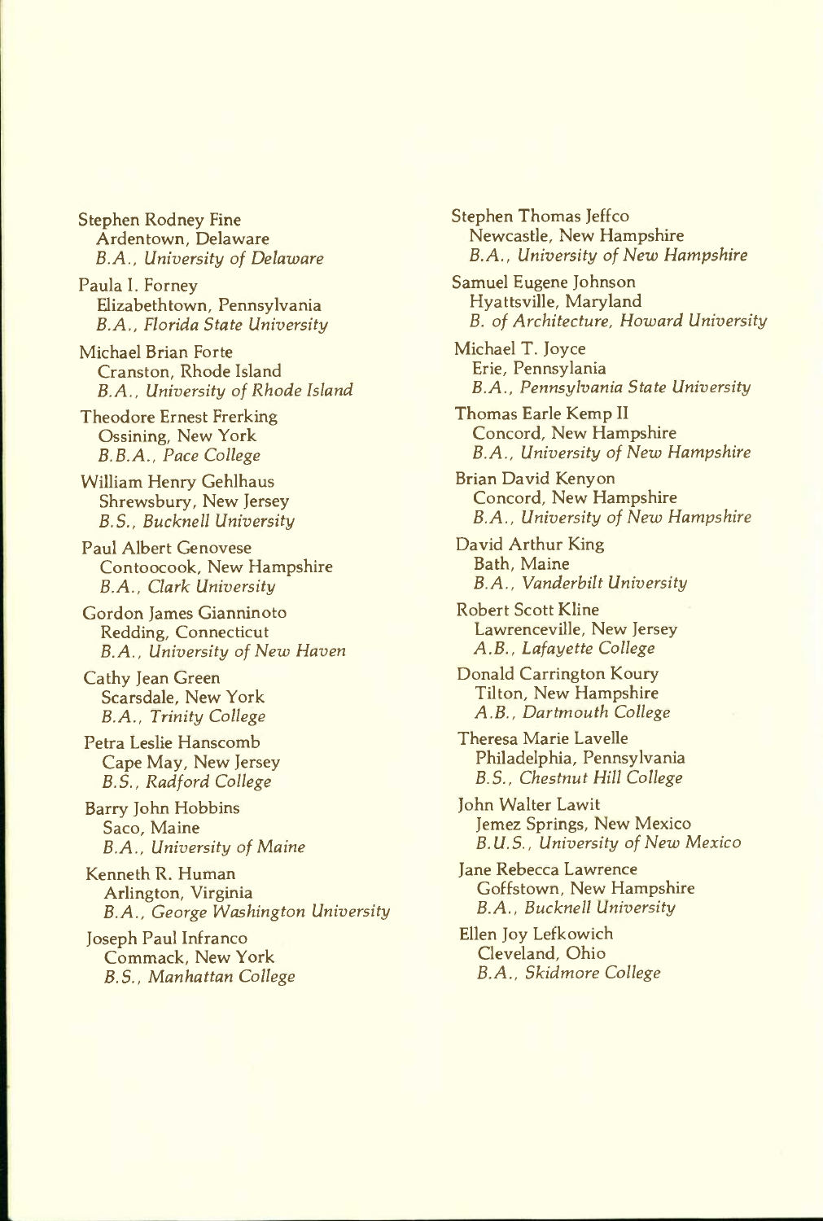Stephen Rodney Fine
Ardentown, Delaware
*B.A., University of Delaware*

Paula I. Forney
Elizabethtown, Pennsylvania
*B.A., Florida State University*

Michael Brian Forte
Cranston, Rhode Island
*B.A., University of Rhode Island*

Theodore Ernest Frerking
Ossining, New York
*B.B.A., Pace College*

William Henry Gehlhaus
Shrewsbury, New Jersey
*B.S., Bucknell University*

Paul Albert Genovese
Contoocook, New Hampshire
*B.A., Clark University*

Gordon James Gianninoto
Redding, Connecticut
*B.A., University of New Haven*

Cathy Jean Green
Scarsdale, New York
*B.A., Trinity College*

Petra Leslie Hanscomb
Cape May, New Jersey
*B.S., Radford College*

Barry John Hobbins
Saco, Maine
*B.A., University of Maine*

Kenneth R. Human
Arlington, Virginia
*B.A., George Washington University*

Joseph Paul Infranco
Commack, New York
*B.S., Manhattan College*

Stephen Thomas Jeffco
Newcastle, New Hampshire
*B.A., University of New Hampshire*

Samuel Eugene Johnson
Hyattsville, Maryland
*B. of Architecture, Howard University*

Michael T. Joyce
Erie, Pennsylania
*B.A., Pennsylvania State University*

Thomas Earle Kemp II
Concord, New Hampshire
*B.A., University of New Hampshire*

Brian David Kenyon
Concord, New Hampshire
*B.A., University of New Hampshire*

David Arthur King
Bath, Maine
*B.A., Vanderbilt University*

Robert Scott Kline
Lawrenceville, New Jersey
*A.B., Lafayette College*

Donald Carrington Koury
Tilton, New Hampshire
*A.B., Dartmouth College*

Theresa Marie Lavelle
Philadelphia, Pennsylvania
*B.S., Chestnut Hill College*

John Walter Lawit
Jemez Springs, New Mexico
*B.U.S., University of New Mexico*

Jane Rebecca Lawrence
Goffstown, New Hampshire
*B.A., Bucknell University*

Ellen Joy Lefkowich
Cleveland, Ohio
*B.A., Skidmore College*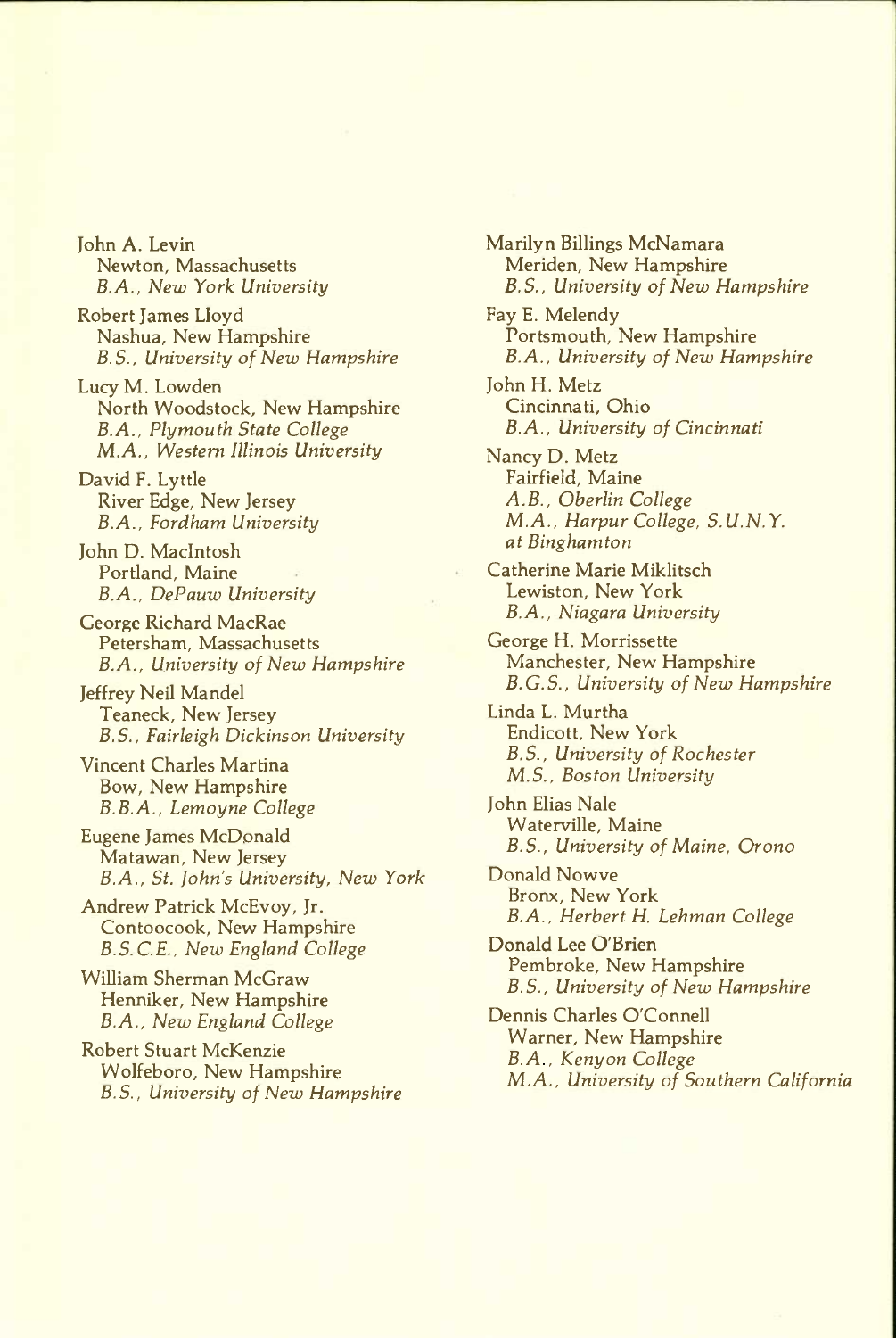John A. Levin
Newton, Massachusetts
*B.A., New York University*

Robert James Lloyd
Nashua, New Hampshire
*B.S., University of New Hampshire*

Lucy M. Lowden
North Woodstock, New Hampshire
*B.A., Plymouth State College*
*M.A., Western Illinois University*

David F. Lyttle
River Edge, New Jersey
*B.A., Fordham University*

John D. MacIntosh
Portland, Maine
*B.A., DePauw University*

George Richard MacRae
Petersham, Massachusetts
*B.A., University of New Hampshire*

Jeffrey Neil Mandel
Teaneck, New Jersey
*B.S., Fairleigh Dickinson University*

Vincent Charles Martina
Bow, New Hampshire
*B.B.A., Lemoyne College*

Eugene James McDonald
Matawan, New Jersey
*B.A., St. John's University, New York*

Andrew Patrick McEvoy, Jr.
Contoocook, New Hampshire
*B.S.C.E., New England College*

William Sherman McGraw
Henniker, New Hampshire
*B.A., New England College*

Robert Stuart McKenzie
Wolfeboro, New Hampshire
*B.S., University of New Hampshire*

Marilyn Billings McNamara
Meriden, New Hampshire
*B.S., University of New Hampshire*

Fay E. Melendy
Portsmouth, New Hampshire
*B.A., University of New Hampshire*

John H. Metz
Cincinnati, Ohio
*B.A., University of Cincinnati*

Nancy D. Metz
Fairfield, Maine
*A.B., Oberlin College*
*M.A., Harpur College, S.U.N.Y. at Binghamton*

Catherine Marie Miklitsch
Lewiston, New York
*B.A., Niagara University*

George H. Morrissette
Manchester, New Hampshire
*B.G.S., University of New Hampshire*

Linda L. Murtha
Endicott, New York
*B.S., University of Rochester*
*M.S., Boston University*

John Elias Nale
Waterville, Maine
*B.S., University of Maine, Orono*

Donald Nowve
Bronx, New York
*B.A., Herbert H. Lehman College*

Donald Lee O'Brien
Pembroke, New Hampshire
*B.S., University of New Hampshire*

Dennis Charles O'Connell
Warner, New Hampshire
*B.A., Kenyon College*
*M.A., University of Southern California*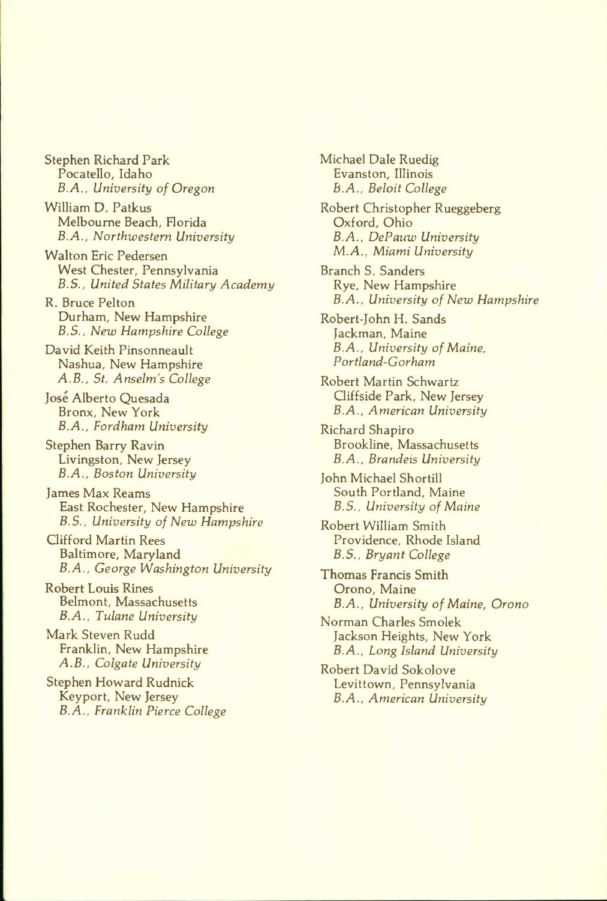Stephen Richard Park
Pocatello, Idaho
*B.A., University of Oregon*

William D. Patkus
Melbourne Beach, Florida
*B.A., Northwestern University*

Walton Eric Pedersen
West Chester, Pennsylvania
*B.S., United States Military Academy*

R. Bruce Pelton
Durham, New Hampshire
*B.S., New Hampshire College*

David Keith Pinsonneault
Nashua, New Hampshire
*A.B., St. Anselm's College*

José Alberto Quesada
Bronx, New York
*B.A., Fordham University*

Stephen Barry Ravin
Livingston, New Jersey
*B.A., Boston University*

James Max Reams
East Rochester, New Hampshire
*B.S., University of New Hampshire*

Clifford Martin Rees
Baltimore, Maryland
*B.A., George Washington University*

Robert Louis Rines
Belmont, Massachusetts
*B.A., Tulane University*

Mark Steven Rudd
Franklin, New Hampshire
*A.B., Colgate University*

Stephen Howard Rudnick
Keyport, New Jersey
*B.A., Franklin Pierce College*

Michael Dale Ruedig
Evanston, Illinois
*B.A., Beloit College*

Robert Christopher Rueggeberg
Oxford, Ohio
*B.A., DePauw University*
*M.A., Miami University*

Branch S. Sanders
Rye, New Hampshire
*B.A., University of New Hampshire*

Robert-John H. Sands
Jackman, Maine
*B.A., University of Maine, Portland-Gorham*

Robert Martin Schwartz
Cliffside Park, New Jersey
*B.A., American University*

Richard Shapiro
Brookline, Massachusetts
*B.A., Brandeis University*

John Michael Shortill
South Portland, Maine
*B.S., University of Maine*

Robert William Smith
Providence, Rhode Island
*B.S., Bryant College*

Thomas Francis Smith
Orono, Maine
*B.A., University of Maine, Orono*

Norman Charles Smolek
Jackson Heights, New York
*B.A., Long Island University*

Robert David Sokolove
Levittown, Pennsylvania
*B.A., American University*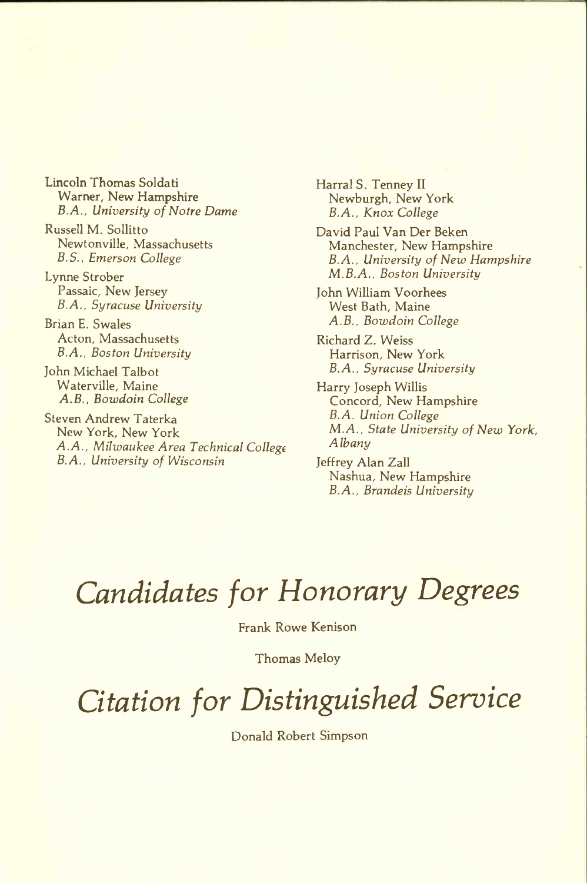Lincoln Thomas Soldati
Warner, New Hampshire
*B.A., University of Notre Dame*

Russell M. Sollitto
Newtonville, Massachusetts
*B.S., Emerson College*

Lynne Strober
Passaic, New Jersey
*B.A., Syracuse University*

Brian E. Swales
Acton, Massachusetts
*B.A., Boston University*

John Michael Talbot
Waterville, Maine
*A.B., Bowdoin College*

Steven Andrew Taterka
New York, New York
*A.A., Milwaukee Area Technical College*
*B.A., University of Wisconsin*

Harral S. Tenney II
Newburgh, New York
*B.A., Knox College*

David Paul Van Der Beken
Manchester, New Hampshire
*B.A., University of New Hampshire*
*M.B.A., Boston University*

John William Voorhees
West Bath, Maine
*A.B., Bowdoin College*

Richard Z. Weiss
Harrison, New York
*B.A., Syracuse University*

Harry Joseph Willis
Concord, New Hampshire
*B.A. Union College*
*M.A., State University of New York, Albany*

Jeffrey Alan Zall
Nashua, New Hampshire
*B.A., Brandeis University*

# *Candidates for Honorary Degrees*

Frank Rowe Kenison

Thomas Meloy

# *Citation for Distinguished Service*

Donald Robert Simpson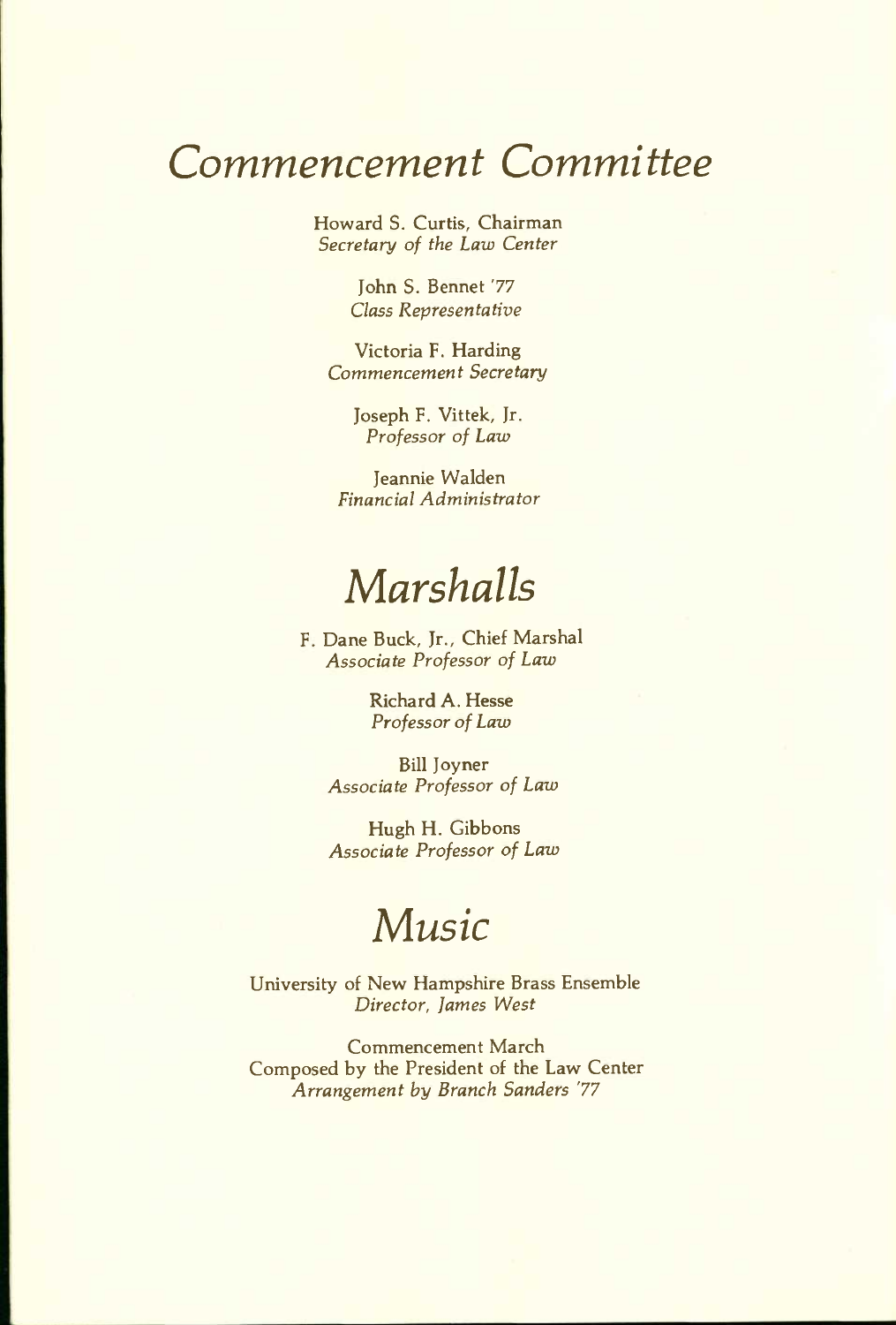# *Commencement Committee*

Howard S. Curtis, Chairman
*Secretary of the Law Center*

John S. Bennet '77
*Class Representative*

Victoria F. Harding
*Commencement Secretary*

Joseph F. Vittek, Jr.
*Professor of Law*

Jeannie Walden
*Financial Administrator*

# *Marshalls*

F. Dane Buck, Jr., Chief Marshal
*Associate Professor of Law*

Richard A. Hesse
*Professor of Law*

Bill Joyner
*Associate Professor of Law*

Hugh H. Gibbons
*Associate Professor of Law*

# *Music*

University of New Hampshire Brass Ensemble
*Director, James West*

Commencement March
Composed by the President of the Law Center
*Arrangement by Branch Sanders '77*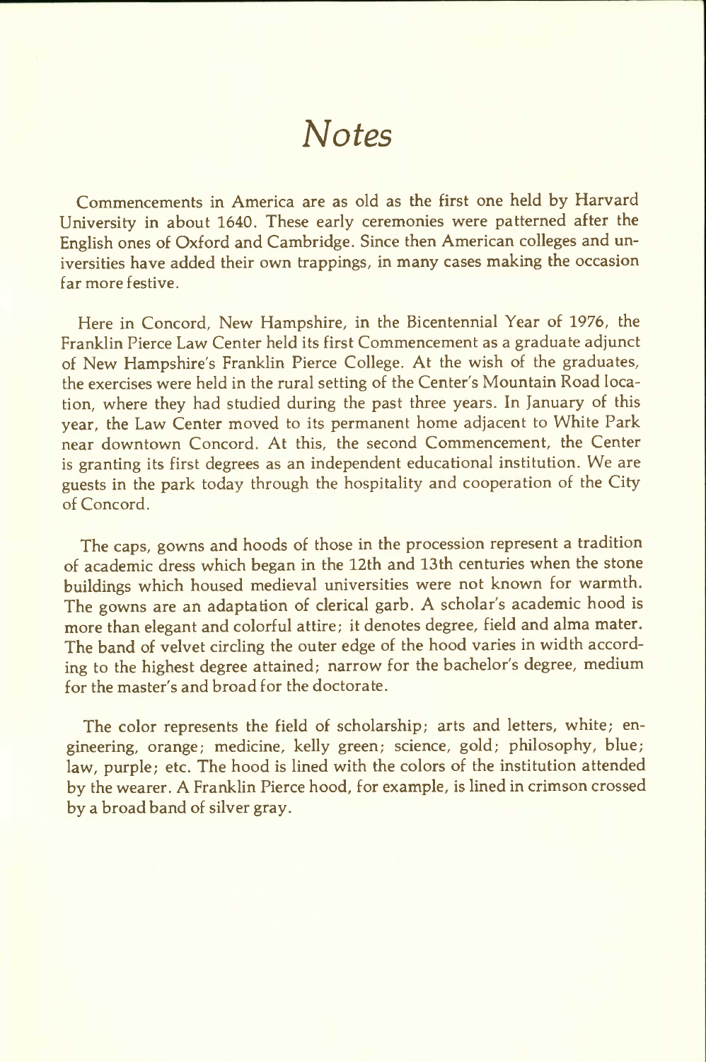# *Notes*

Commencements in America are as old as the first one held by Harvard University in about 1640. These early ceremonies were patterned after the English ones of Oxford and Cambridge. Since then American colleges and universities have added their own trappings, in many cases making the occasion far more festive.

Here in Concord, New Hampshire, in the Bicentennial Year of 1976, the Franklin Pierce Law Center held its first Commencement as a graduate adjunct of New Hampshire's Franklin Pierce College. At the wish of the graduates, the exercises were held in the rural setting of the Center's Mountain Road location, where they had studied during the past three years. In January of this year, the Law Center moved to its permanent home adjacent to White Park near downtown Concord. At this, the second Commencement, the Center is granting its first degrees as an independent educational institution. We are guests in the park today through the hospitality and cooperation of the City of Concord.

The caps, gowns and hoods of those in the procession represent a tradition of academic dress which began in the 12th and 13th centuries when the stone buildings which housed medieval universities were not known for warmth. The gowns are an adaptation of clerical garb. A scholar's academic hood is more than elegant and colorful attire; it denotes degree, field and alma mater. The band of velvet circling the outer edge of the hood varies in width according to the highest degree attained; narrow for the bachelor's degree, medium for the master's and broad for the doctorate.

The color represents the field of scholarship; arts and letters, white; engineering, orange; medicine, kelly green; science, gold; philosophy, blue; law, purple; etc. The hood is lined with the colors of the institution attended by the wearer. A Franklin Pierce hood, for example, is lined in crimson crossed by a broad band of silver gray.